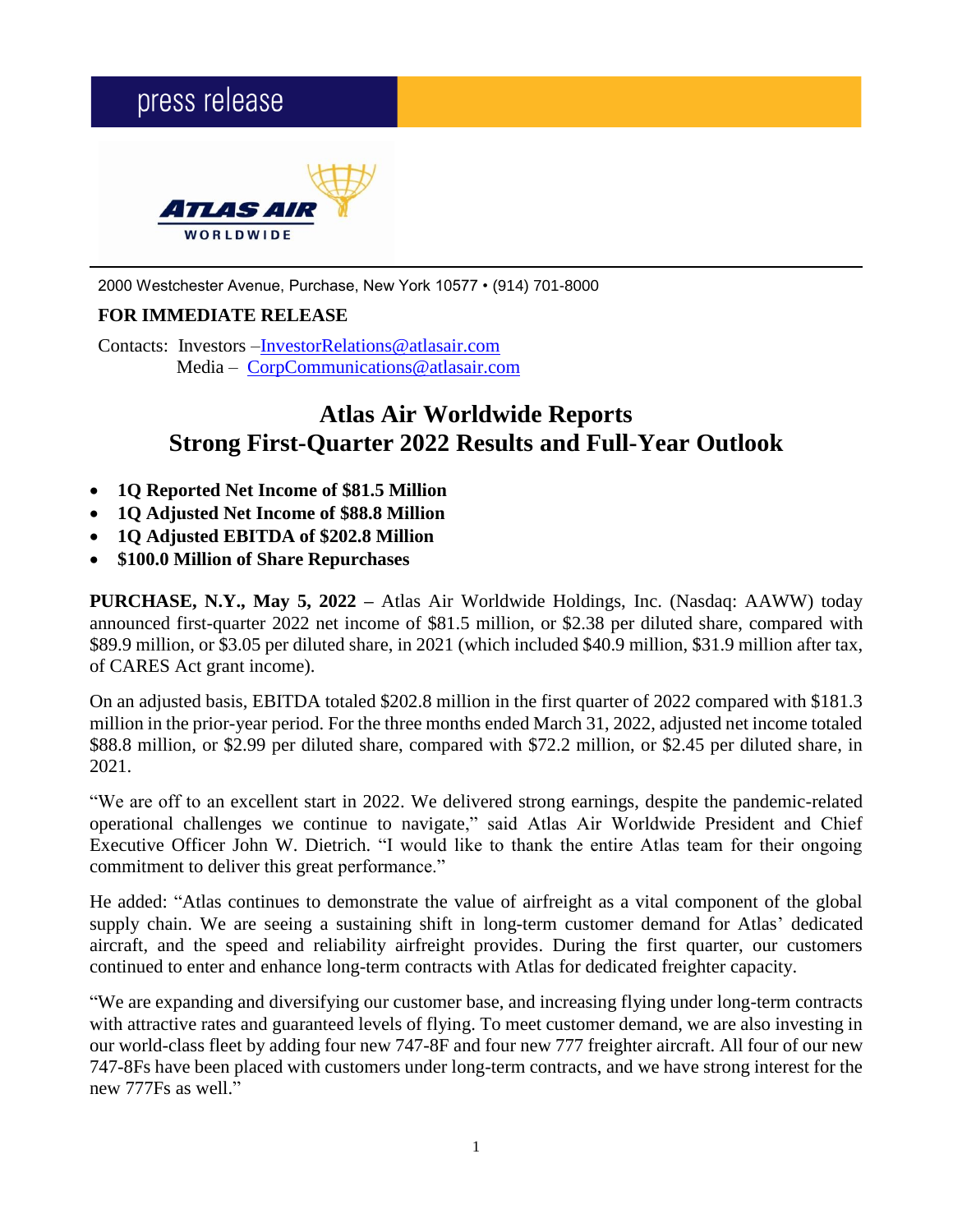press release

ATLAS AIR WORLDWIDE

2000 Westchester Avenue, Purchase, New York 10577 • (914) 701-8000

**FOR IMMEDIATE RELEASE**

Contacts: Investors –InvestorRelations@atlasair.com
Media – CorpCommunications@atlasair.com

# Atlas Air Worldwide Reports Strong First-Quarter 2022 Results and Full-Year Outlook

- **1Q Reported Net Income of $81.5 Million**
- **1Q Adjusted Net Income of $88.8 Million**
- **1Q Adjusted EBITDA of $202.8 Million**
- **$100.0 Million of Share Repurchases**

**PURCHASE, N.Y., May 5, 2022 –** Atlas Air Worldwide Holdings, Inc. (Nasdaq: AAWW) today announced first-quarter 2022 net income of $81.5 million, or $2.38 per diluted share, compared with $89.9 million, or $3.05 per diluted share, in 2021 (which included $40.9 million, $31.9 million after tax, of CARES Act grant income).

On an adjusted basis, EBITDA totaled $202.8 million in the first quarter of 2022 compared with $181.3 million in the prior-year period. For the three months ended March 31, 2022, adjusted net income totaled $88.8 million, or $2.99 per diluted share, compared with $72.2 million, or $2.45 per diluted share, in 2021.

"We are off to an excellent start in 2022. We delivered strong earnings, despite the pandemic-related operational challenges we continue to navigate," said Atlas Air Worldwide President and Chief Executive Officer John W. Dietrich. "I would like to thank the entire Atlas team for their ongoing commitment to deliver this great performance."

He added: "Atlas continues to demonstrate the value of airfreight as a vital component of the global supply chain. We are seeing a sustaining shift in long-term customer demand for Atlas' dedicated aircraft, and the speed and reliability airfreight provides. During the first quarter, our customers continued to enter and enhance long-term contracts with Atlas for dedicated freighter capacity.

"We are expanding and diversifying our customer base, and increasing flying under long-term contracts with attractive rates and guaranteed levels of flying. To meet customer demand, we are also investing in our world-class fleet by adding four new 747-8F and four new 777 freighter aircraft. All four of our new 747-8Fs have been placed with customers under long-term contracts, and we have strong interest for the new 777Fs as well."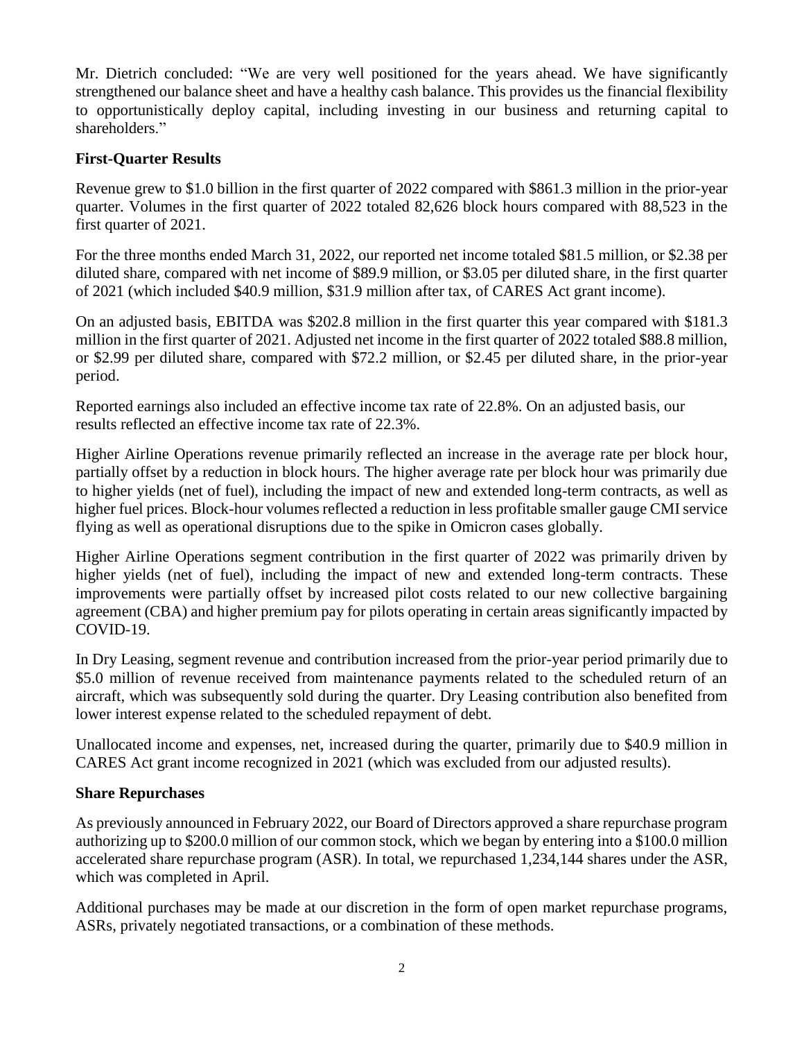Mr. Dietrich concluded: "We are very well positioned for the years ahead. We have significantly strengthened our balance sheet and have a healthy cash balance. This provides us the financial flexibility to opportunistically deploy capital, including investing in our business and returning capital to shareholders."

**First-Quarter Results**

Revenue grew to $1.0 billion in the first quarter of 2022 compared with $861.3 million in the prior-year quarter. Volumes in the first quarter of 2022 totaled 82,626 block hours compared with 88,523 in the first quarter of 2021.

For the three months ended March 31, 2022, our reported net income totaled $81.5 million, or $2.38 per diluted share, compared with net income of $89.9 million, or $3.05 per diluted share, in the first quarter of 2021 (which included $40.9 million, $31.9 million after tax, of CARES Act grant income).

On an adjusted basis, EBITDA was $202.8 million in the first quarter this year compared with $181.3 million in the first quarter of 2021. Adjusted net income in the first quarter of 2022 totaled $88.8 million, or $2.99 per diluted share, compared with $72.2 million, or $2.45 per diluted share, in the prior-year period.

Reported earnings also included an effective income tax rate of 22.8%. On an adjusted basis, our results reflected an effective income tax rate of 22.3%.

Higher Airline Operations revenue primarily reflected an increase in the average rate per block hour, partially offset by a reduction in block hours. The higher average rate per block hour was primarily due to higher yields (net of fuel), including the impact of new and extended long-term contracts, as well as higher fuel prices. Block-hour volumes reflected a reduction in less profitable smaller gauge CMI service flying as well as operational disruptions due to the spike in Omicron cases globally.

Higher Airline Operations segment contribution in the first quarter of 2022 was primarily driven by higher yields (net of fuel), including the impact of new and extended long-term contracts. These improvements were partially offset by increased pilot costs related to our new collective bargaining agreement (CBA) and higher premium pay for pilots operating in certain areas significantly impacted by COVID-19.

In Dry Leasing, segment revenue and contribution increased from the prior-year period primarily due to $5.0 million of revenue received from maintenance payments related to the scheduled return of an aircraft, which was subsequently sold during the quarter. Dry Leasing contribution also benefited from lower interest expense related to the scheduled repayment of debt.

Unallocated income and expenses, net, increased during the quarter, primarily due to $40.9 million in CARES Act grant income recognized in 2021 (which was excluded from our adjusted results).

**Share Repurchases**

As previously announced in February 2022, our Board of Directors approved a share repurchase program authorizing up to $200.0 million of our common stock, which we began by entering into a $100.0 million accelerated share repurchase program (ASR). In total, we repurchased 1,234,144 shares under the ASR, which was completed in April.

Additional purchases may be made at our discretion in the form of open market repurchase programs, ASRs, privately negotiated transactions, or a combination of these methods.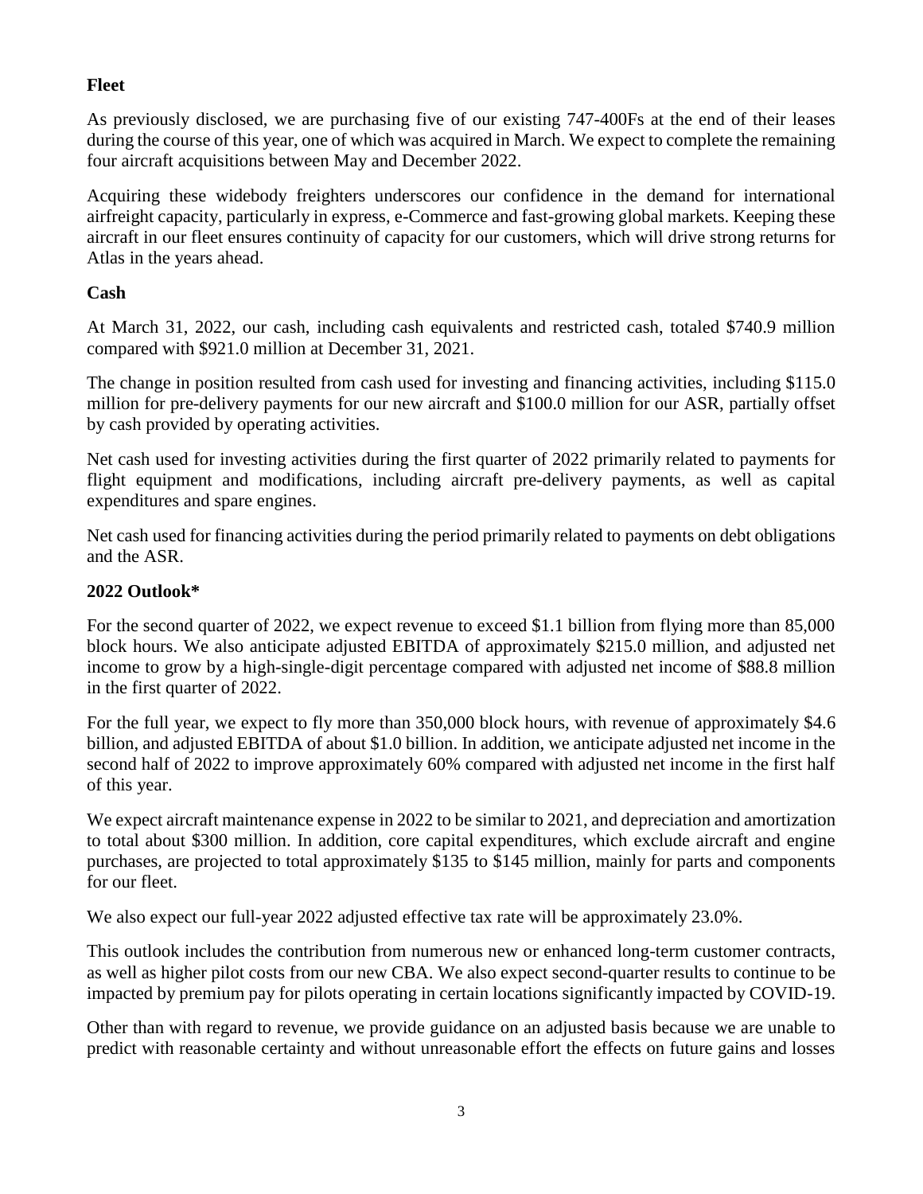**Fleet**

As previously disclosed, we are purchasing five of our existing 747-400Fs at the end of their leases during the course of this year, one of which was acquired in March. We expect to complete the remaining four aircraft acquisitions between May and December 2022.

Acquiring these widebody freighters underscores our confidence in the demand for international airfreight capacity, particularly in express, e-Commerce and fast-growing global markets. Keeping these aircraft in our fleet ensures continuity of capacity for our customers, which will drive strong returns for Atlas in the years ahead.

**Cash**

At March 31, 2022, our cash, including cash equivalents and restricted cash, totaled $740.9 million compared with $921.0 million at December 31, 2021.

The change in position resulted from cash used for investing and financing activities, including $115.0 million for pre-delivery payments for our new aircraft and $100.0 million for our ASR, partially offset by cash provided by operating activities.

Net cash used for investing activities during the first quarter of 2022 primarily related to payments for flight equipment and modifications, including aircraft pre-delivery payments, as well as capital expenditures and spare engines.

Net cash used for financing activities during the period primarily related to payments on debt obligations and the ASR.

**2022 Outlook***

For the second quarter of 2022, we expect revenue to exceed $1.1 billion from flying more than 85,000 block hours. We also anticipate adjusted EBITDA of approximately $215.0 million, and adjusted net income to grow by a high-single-digit percentage compared with adjusted net income of $88.8 million in the first quarter of 2022.

For the full year, we expect to fly more than 350,000 block hours, with revenue of approximately $4.6 billion, and adjusted EBITDA of about $1.0 billion. In addition, we anticipate adjusted net income in the second half of 2022 to improve approximately 60% compared with adjusted net income in the first half of this year.

We expect aircraft maintenance expense in 2022 to be similar to 2021, and depreciation and amortization to total about $300 million. In addition, core capital expenditures, which exclude aircraft and engine purchases, are projected to total approximately $135 to $145 million, mainly for parts and components for our fleet.

We also expect our full-year 2022 adjusted effective tax rate will be approximately 23.0%.

This outlook includes the contribution from numerous new or enhanced long-term customer contracts, as well as higher pilot costs from our new CBA. We also expect second-quarter results to continue to be impacted by premium pay for pilots operating in certain locations significantly impacted by COVID-19.

Other than with regard to revenue, we provide guidance on an adjusted basis because we are unable to predict with reasonable certainty and without unreasonable effort the effects on future gains and losses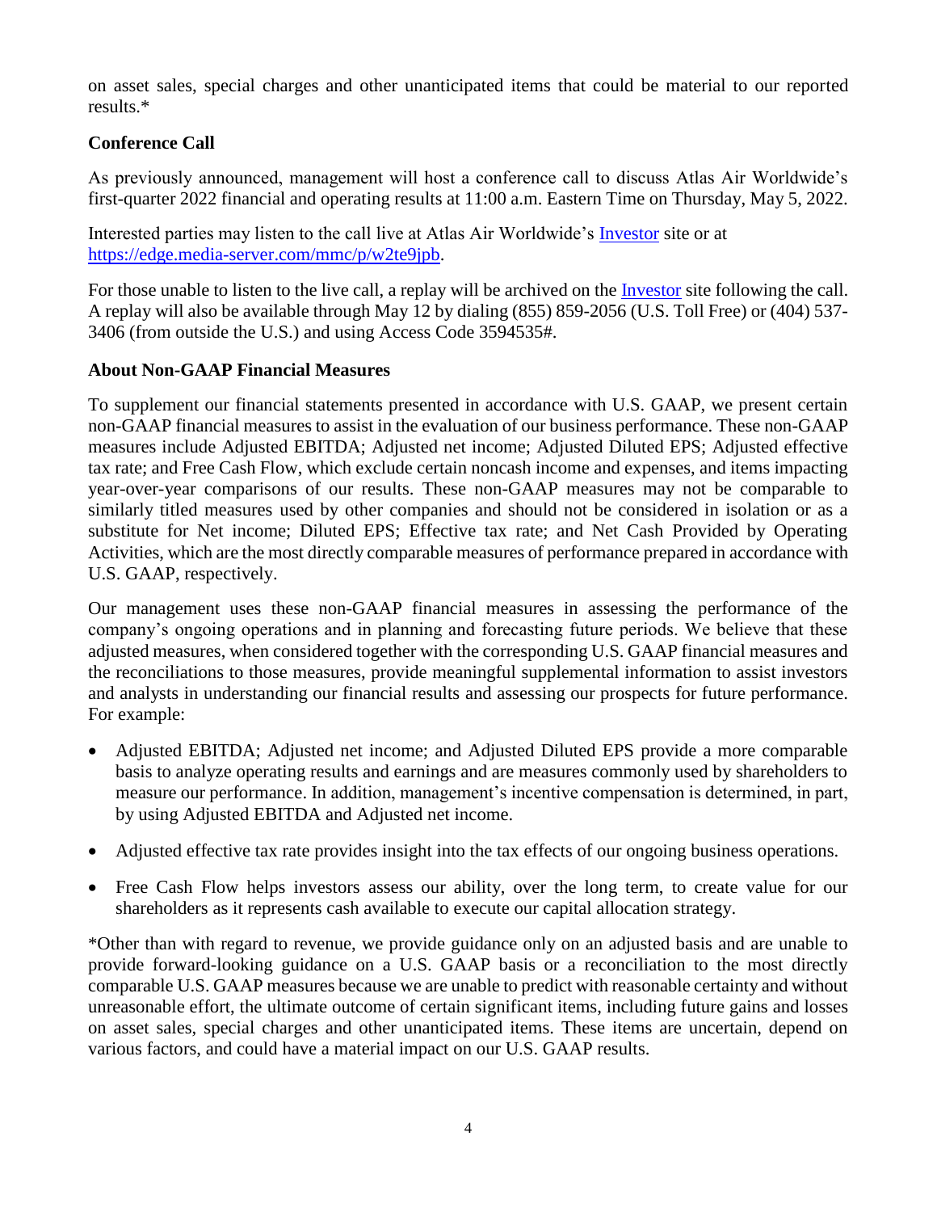on asset sales, special charges and other unanticipated items that could be material to our reported results.*

## Conference Call

As previously announced, management will host a conference call to discuss Atlas Air Worldwide's first-quarter 2022 financial and operating results at 11:00 a.m. Eastern Time on Thursday, May 5, 2022.

Interested parties may listen to the call live at Atlas Air Worldwide's [Investor] site or at [https://edge.media-server.com/mmc/p/w2te9jpb].

For those unable to listen to the live call, a replay will be archived on the [Investor] site following the call. A replay will also be available through May 12 by dialing (855) 859-2056 (U.S. Toll Free) or (404) 537-3406 (from outside the U.S.) and using Access Code 3594535#.

## About Non-GAAP Financial Measures

To supplement our financial statements presented in accordance with U.S. GAAP, we present certain non-GAAP financial measures to assist in the evaluation of our business performance. These non-GAAP measures include Adjusted EBITDA; Adjusted net income; Adjusted Diluted EPS; Adjusted effective tax rate; and Free Cash Flow, which exclude certain noncash income and expenses, and items impacting year-over-year comparisons of our results. These non-GAAP measures may not be comparable to similarly titled measures used by other companies and should not be considered in isolation or as a substitute for Net income; Diluted EPS; Effective tax rate; and Net Cash Provided by Operating Activities, which are the most directly comparable measures of performance prepared in accordance with U.S. GAAP, respectively.

Our management uses these non-GAAP financial measures in assessing the performance of the company's ongoing operations and in planning and forecasting future periods. We believe that these adjusted measures, when considered together with the corresponding U.S. GAAP financial measures and the reconciliations to those measures, provide meaningful supplemental information to assist investors and analysts in understanding our financial results and assessing our prospects for future performance. For example:

- Adjusted EBITDA; Adjusted net income; and Adjusted Diluted EPS provide a more comparable basis to analyze operating results and earnings and are measures commonly used by shareholders to measure our performance. In addition, management's incentive compensation is determined, in part, by using Adjusted EBITDA and Adjusted net income.
- Adjusted effective tax rate provides insight into the tax effects of our ongoing business operations.
- Free Cash Flow helps investors assess our ability, over the long term, to create value for our shareholders as it represents cash available to execute our capital allocation strategy.

*Other than with regard to revenue, we provide guidance only on an adjusted basis and are unable to provide forward-looking guidance on a U.S. GAAP basis or a reconciliation to the most directly comparable U.S. GAAP measures because we are unable to predict with reasonable certainty and without unreasonable effort, the ultimate outcome of certain significant items, including future gains and losses on asset sales, special charges and other unanticipated items. These items are uncertain, depend on various factors, and could have a material impact on our U.S. GAAP results.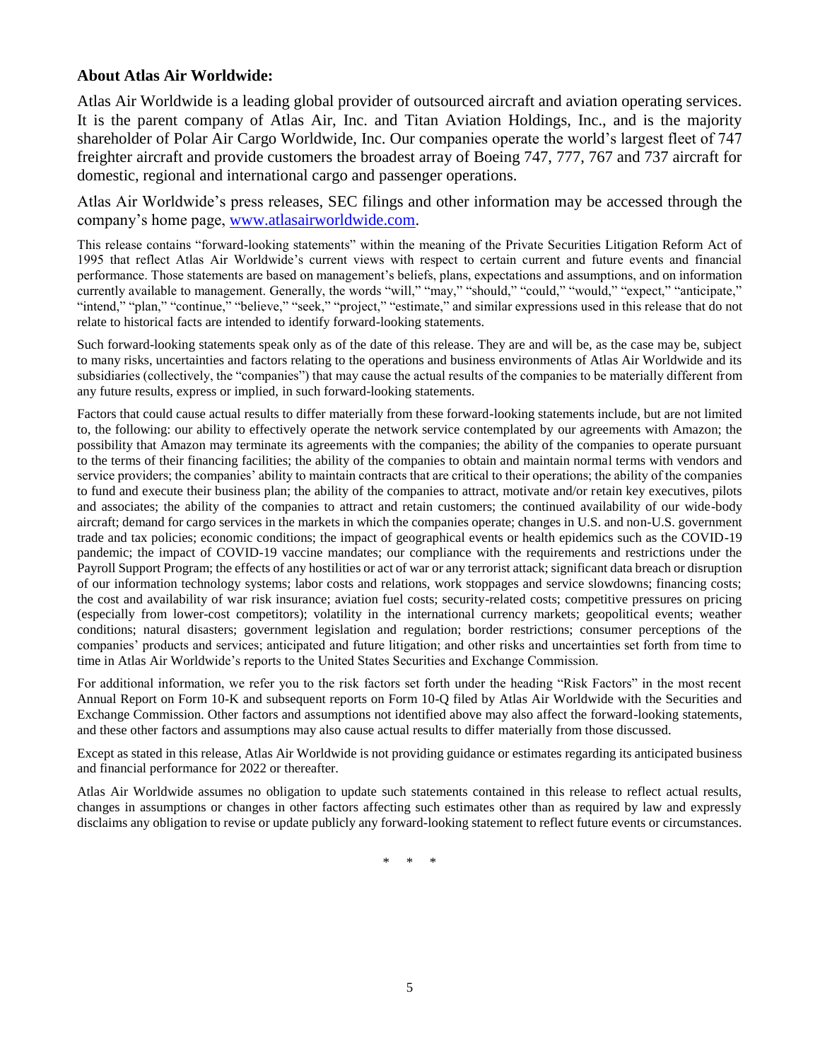## About Atlas Air Worldwide:

Atlas Air Worldwide is a leading global provider of outsourced aircraft and aviation operating services. It is the parent company of Atlas Air, Inc. and Titan Aviation Holdings, Inc., and is the majority shareholder of Polar Air Cargo Worldwide, Inc. Our companies operate the world's largest fleet of 747 freighter aircraft and provide customers the broadest array of Boeing 747, 777, 767 and 737 aircraft for domestic, regional and international cargo and passenger operations.

Atlas Air Worldwide's press releases, SEC filings and other information may be accessed through the company's home page, [www.atlasairworldwide.com](http://www.atlasairworldwide.com).

This release contains "forward-looking statements" within the meaning of the Private Securities Litigation Reform Act of 1995 that reflect Atlas Air Worldwide's current views with respect to certain current and future events and financial performance. Those statements are based on management's beliefs, plans, expectations and assumptions, and on information currently available to management. Generally, the words "will," "may," "should," "could," "would," "expect," "anticipate," "intend," "plan," "continue," "believe," "seek," "project," "estimate," and similar expressions used in this release that do not relate to historical facts are intended to identify forward-looking statements.

Such forward-looking statements speak only as of the date of this release. They are and will be, as the case may be, subject to many risks, uncertainties and factors relating to the operations and business environments of Atlas Air Worldwide and its subsidiaries (collectively, the "companies") that may cause the actual results of the companies to be materially different from any future results, express or implied, in such forward-looking statements.

Factors that could cause actual results to differ materially from these forward-looking statements include, but are not limited to, the following: our ability to effectively operate the network service contemplated by our agreements with Amazon; the possibility that Amazon may terminate its agreements with the companies; the ability of the companies to operate pursuant to the terms of their financing facilities; the ability of the companies to obtain and maintain normal terms with vendors and service providers; the companies' ability to maintain contracts that are critical to their operations; the ability of the companies to fund and execute their business plan; the ability of the companies to attract, motivate and/or retain key executives, pilots and associates; the ability of the companies to attract and retain customers; the continued availability of our wide-body aircraft; demand for cargo services in the markets in which the companies operate; changes in U.S. and non-U.S. government trade and tax policies; economic conditions; the impact of geographical events or health epidemics such as the COVID-19 pandemic; the impact of COVID-19 vaccine mandates; our compliance with the requirements and restrictions under the Payroll Support Program; the effects of any hostilities or act of war or any terrorist attack; significant data breach or disruption of our information technology systems; labor costs and relations, work stoppages and service slowdowns; financing costs; the cost and availability of war risk insurance; aviation fuel costs; security-related costs; competitive pressures on pricing (especially from lower-cost competitors); volatility in the international currency markets; geopolitical events; weather conditions; natural disasters; government legislation and regulation; border restrictions; consumer perceptions of the companies' products and services; anticipated and future litigation; and other risks and uncertainties set forth from time to time in Atlas Air Worldwide's reports to the United States Securities and Exchange Commission.

For additional information, we refer you to the risk factors set forth under the heading "Risk Factors" in the most recent Annual Report on Form 10-K and subsequent reports on Form 10-Q filed by Atlas Air Worldwide with the Securities and Exchange Commission. Other factors and assumptions not identified above may also affect the forward-looking statements, and these other factors and assumptions may also cause actual results to differ materially from those discussed.

Except as stated in this release, Atlas Air Worldwide is not providing guidance or estimates regarding its anticipated business and financial performance for 2022 or thereafter.

Atlas Air Worldwide assumes no obligation to update such statements contained in this release to reflect actual results, changes in assumptions or changes in other factors affecting such estimates other than as required by law and expressly disclaims any obligation to revise or update publicly any forward-looking statement to reflect future events or circumstances.

\* \* \*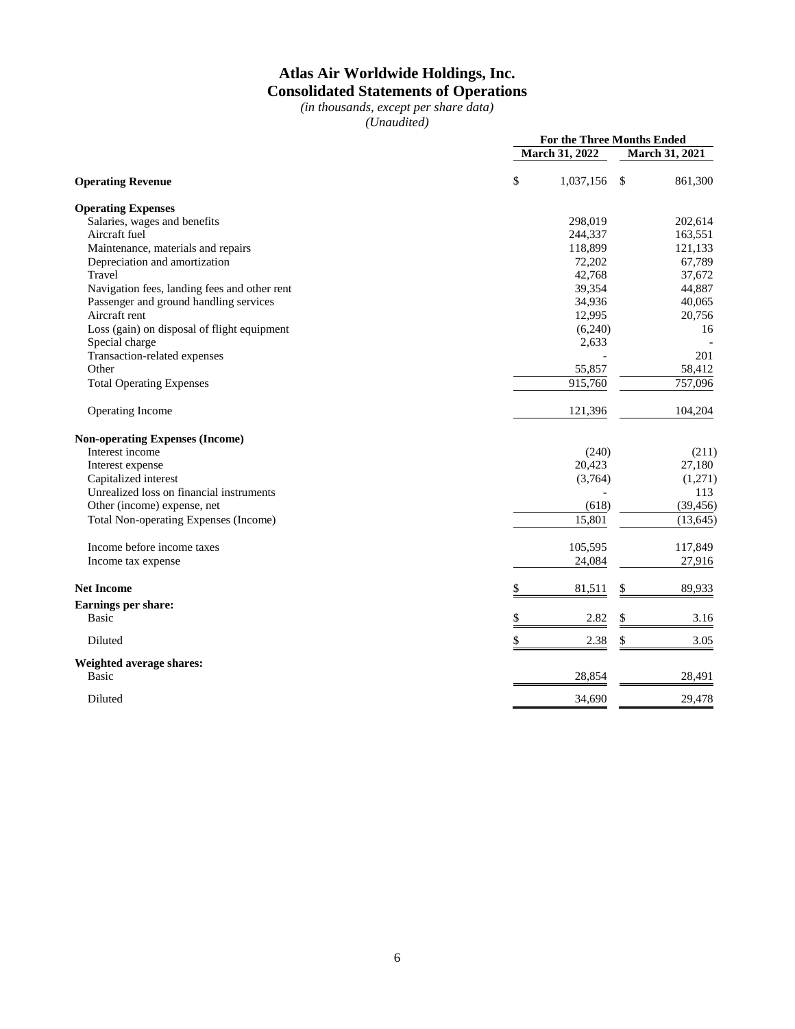# Atlas Air Worldwide Holdings, Inc.
## Consolidated Statements of Operations

*(in thousands, except per share data)*
*(Unaudited)*

| | For the Three Months Ended | |
|---|---|---|
| | March 31, 2022 | March 31, 2021 |
| **Operating Revenue** | $ 1,037,156 | $ 861,300 |
| **Operating Expenses** | | |
| Salaries, wages and benefits | 298,019 | 202,614 |
| Aircraft fuel | 244,337 | 163,551 |
| Maintenance, materials and repairs | 118,899 | 121,133 |
| Depreciation and amortization | 72,202 | 67,789 |
| Travel | 42,768 | 37,672 |
| Navigation fees, landing fees and other rent | 39,354 | 44,887 |
| Passenger and ground handling services | 34,936 | 40,065 |
| Aircraft rent | 12,995 | 20,756 |
| Loss (gain) on disposal of flight equipment | (6,240) | 16 |
| Special charge | 2,633 | - |
| Transaction-related expenses | - | 201 |
| Other | 55,857 | 58,412 |
| Total Operating Expenses | 915,760 | 757,096 |
| Operating Income | 121,396 | 104,204 |
| **Non-operating Expenses (Income)** | | |
| Interest income | (240) | (211) |
| Interest expense | 20,423 | 27,180 |
| Capitalized interest | (3,764) | (1,271) |
| Unrealized loss on financial instruments | - | 113 |
| Other (income) expense, net | (618) | (39,456) |
| Total Non-operating Expenses (Income) | 15,801 | (13,645) |
| Income before income taxes | 105,595 | 117,849 |
| Income tax expense | 24,084 | 27,916 |
| **Net Income** | $ 81,511 | $ 89,933 |
| **Earnings per share:** | | |
| Basic | $ 2.82 | $ 3.16 |
| Diluted | $ 2.38 | $ 3.05 |
| **Weighted average shares:** | | |
| Basic | 28,854 | 28,491 |
| Diluted | 34,690 | 29,478 |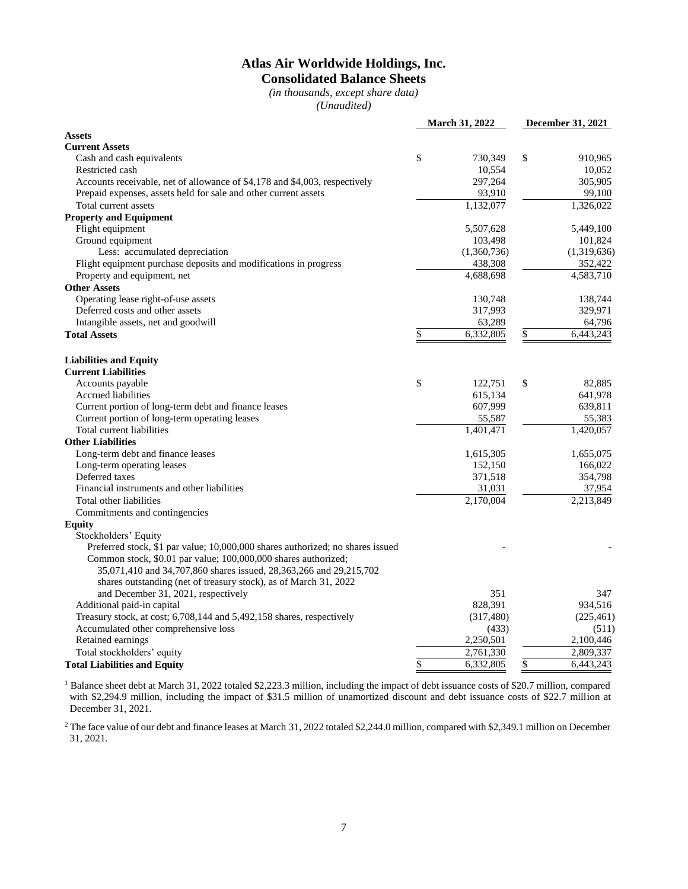# Atlas Air Worldwide Holdings, Inc.

## Consolidated Balance Sheets

*(in thousands, except share data)*

*(Unaudited)*

| | March 31, 2022 | December 31, 2021 |
|---|---|---|
| **Assets** | | |
| **Current Assets** | | |
| Cash and cash equivalents | $ 730,349 | $ 910,965 |
| Restricted cash | 10,554 | 10,052 |
| Accounts receivable, net of allowance of $4,178 and $4,003, respectively | 297,264 | 305,905 |
| Prepaid expenses, assets held for sale and other current assets | 93,910 | 99,100 |
| Total current assets | 1,132,077 | 1,326,022 |
| **Property and Equipment** | | |
| Flight equipment | 5,507,628 | 5,449,100 |
| Ground equipment | 103,498 | 101,824 |
| Less: accumulated depreciation | (1,360,736) | (1,319,636) |
| Flight equipment purchase deposits and modifications in progress | 438,308 | 352,422 |
| Property and equipment, net | 4,688,698 | 4,583,710 |
| **Other Assets** | | |
| Operating lease right-of-use assets | 130,748 | 138,744 |
| Deferred costs and other assets | 317,993 | 329,971 |
| Intangible assets, net and goodwill | 63,289 | 64,796 |
| **Total Assets** | $ 6,332,805 | $ 6,443,243 |
| | | |
| **Liabilities and Equity** | | |
| **Current Liabilities** | | |
| Accounts payable | $ 122,751 | $ 82,885 |
| Accrued liabilities | 615,134 | 641,978 |
| Current portion of long-term debt and finance leases | 607,999 | 639,811 |
| Current portion of long-term operating leases | 55,587 | 55,383 |
| Total current liabilities | 1,401,471 | 1,420,057 |
| **Other Liabilities** | | |
| Long-term debt and finance leases | 1,615,305 | 1,655,075 |
| Long-term operating leases | 152,150 | 166,022 |
| Deferred taxes | 371,518 | 354,798 |
| Financial instruments and other liabilities | 31,031 | 37,954 |
| Total other liabilities | 2,170,004 | 2,213,849 |
| Commitments and contingencies | | |
| **Equity** | | |
| Stockholders' Equity | | |
| Preferred stock, $1 par value; 10,000,000 shares authorized; no shares issued | - | - |
| Common stock, $0.01 par value; 100,000,000 shares authorized; 35,071,410 and 34,707,860 shares issued, 28,363,266 and 29,215,702 shares outstanding (net of treasury stock), as of March 31, 2022 and December 31, 2021, respectively | 351 | 347 |
| Additional paid-in capital | 828,391 | 934,516 |
| Treasury stock, at cost; 6,708,144 and 5,492,158 shares, respectively | (317,480) | (225,461) |
| Accumulated other comprehensive loss | (433) | (511) |
| Retained earnings | 2,250,501 | 2,100,446 |
| Total stockholders' equity | 2,761,330 | 2,809,337 |
| **Total Liabilities and Equity** | $ 6,332,805 | $ 6,443,243 |

[1] Balance sheet debt at March 31, 2022 totaled $2,223.3 million, including the impact of debt issuance costs of $20.7 million, compared with $2,294.9 million, including the impact of $31.5 million of unamortized discount and debt issuance costs of $22.7 million at December 31, 2021.

[2] The face value of our debt and finance leases at March 31, 2022 totaled $2,244.0 million, compared with $2,349.1 million on December 31, 2021.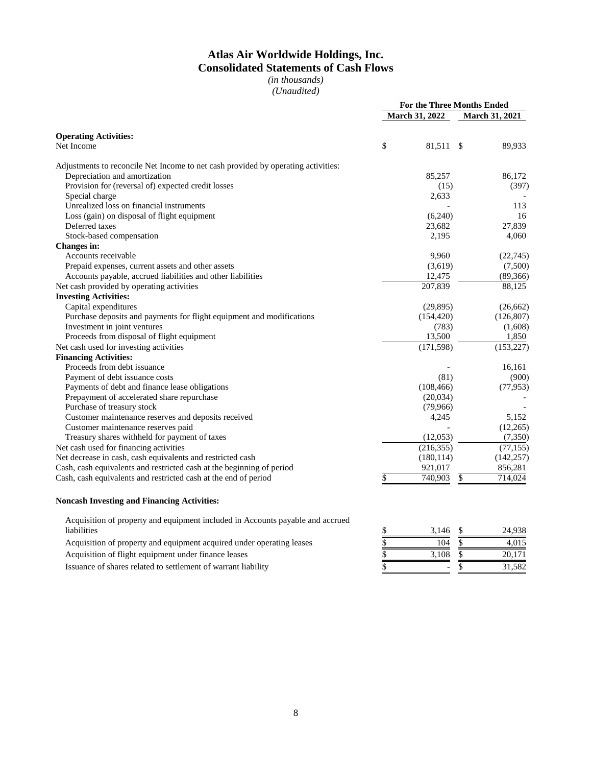# Atlas Air Worldwide Holdings, Inc.
## Consolidated Statements of Cash Flows
*(in thousands)*
*(Unaudited)*

| | For the Three Months Ended | |
|---|---|---|
| | March 31, 2022 | March 31, 2021 |
| **Operating Activities:** | | |
| Net Income | $ 81,511 | $ 89,933 |
| Adjustments to reconcile Net Income to net cash provided by operating activities: | | |
| Depreciation and amortization | 85,257 | 86,172 |
| Provision for (reversal of) expected credit losses | (15) | (397) |
| Special charge | 2,633 | - |
| Unrealized loss on financial instruments | - | 113 |
| Loss (gain) on disposal of flight equipment | (6,240) | 16 |
| Deferred taxes | 23,682 | 27,839 |
| Stock-based compensation | 2,195 | 4,060 |
| **Changes in:** | | |
| Accounts receivable | 9,960 | (22,745) |
| Prepaid expenses, current assets and other assets | (3,619) | (7,500) |
| Accounts payable, accrued liabilities and other liabilities | 12,475 | (89,366) |
| Net cash provided by operating activities | 207,839 | 88,125 |
| **Investing Activities:** | | |
| Capital expenditures | (29,895) | (26,662) |
| Purchase deposits and payments for flight equipment and modifications | (154,420) | (126,807) |
| Investment in joint ventures | (783) | (1,608) |
| Proceeds from disposal of flight equipment | 13,500 | 1,850 |
| Net cash used for investing activities | (171,598) | (153,227) |
| **Financing Activities:** | | |
| Proceeds from debt issuance | - | 16,161 |
| Payment of debt issuance costs | (81) | (900) |
| Payments of debt and finance lease obligations | (108,466) | (77,953) |
| Prepayment of accelerated share repurchase | (20,034) | - |
| Purchase of treasury stock | (79,966) | - |
| Customer maintenance reserves and deposits received | 4,245 | 5,152 |
| Customer maintenance reserves paid | - | (12,265) |
| Treasury shares withheld for payment of taxes | (12,053) | (7,350) |
| Net cash used for financing activities | (216,355) | (77,155) |
| Net decrease in cash, cash equivalents and restricted cash | (180,114) | (142,257) |
| Cash, cash equivalents and restricted cash at the beginning of period | 921,017 | 856,281 |
| Cash, cash equivalents and restricted cash at the end of period | $ 740,903 | $ 714,024 |

**Noncash Investing and Financing Activities:**

| | | |
|---|---|---|
| Acquisition of property and equipment included in Accounts payable and accrued liabilities | $ 3,146 | $ 24,938 |
| Acquisition of property and equipment acquired under operating leases | $ 104 | $ 4,015 |
| Acquisition of flight equipment under finance leases | $ 3,108 | $ 20,171 |
| Issuance of shares related to settlement of warrant liability | $ - | $ 31,582 |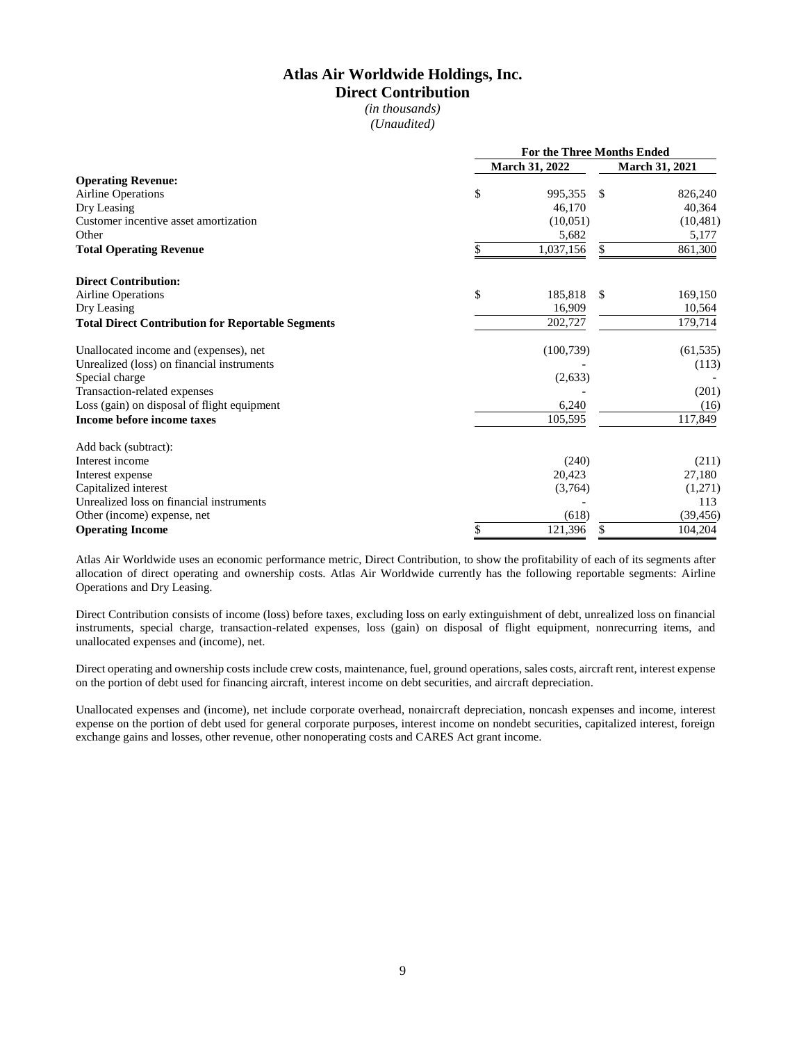# Atlas Air Worldwide Holdings, Inc.
## Direct Contribution
*(in thousands)*
*(Unaudited)*

| | For the Three Months Ended | |
|---|---|---|
| | March 31, 2022 | March 31, 2021 |
| **Operating Revenue:** | | |
| Airline Operations | $ 995,355 | $ 826,240 |
| Dry Leasing | 46,170 | 40,364 |
| Customer incentive asset amortization | (10,051) | (10,481) |
| Other | 5,682 | 5,177 |
| **Total Operating Revenue** | $ 1,037,156 | $ 861,300 |
| | | |
| **Direct Contribution:** | | |
| Airline Operations | $ 185,818 | $ 169,150 |
| Dry Leasing | 16,909 | 10,564 |
| **Total Direct Contribution for Reportable Segments** | 202,727 | 179,714 |
| | | |
| Unallocated income and (expenses), net | (100,739) | (61,535) |
| Unrealized (loss) on financial instruments | - | (113) |
| Special charge | (2,633) | - |
| Transaction-related expenses | - | (201) |
| Loss (gain) on disposal of flight equipment | 6,240 | (16) |
| **Income before income taxes** | 105,595 | 117,849 |
| | | |
| Add back (subtract): | | |
| Interest income | (240) | (211) |
| Interest expense | 20,423 | 27,180 |
| Capitalized interest | (3,764) | (1,271) |
| Unrealized loss on financial instruments | - | 113 |
| Other (income) expense, net | (618) | (39,456) |
| **Operating Income** | $ 121,396 | $ 104,204 |

Atlas Air Worldwide uses an economic performance metric, Direct Contribution, to show the profitability of each of its segments after allocation of direct operating and ownership costs. Atlas Air Worldwide currently has the following reportable segments: Airline Operations and Dry Leasing.

Direct Contribution consists of income (loss) before taxes, excluding loss on early extinguishment of debt, unrealized loss on financial instruments, special charge, transaction-related expenses, loss (gain) on disposal of flight equipment, nonrecurring items, and unallocated expenses and (income), net.

Direct operating and ownership costs include crew costs, maintenance, fuel, ground operations, sales costs, aircraft rent, interest expense on the portion of debt used for financing aircraft, interest income on debt securities, and aircraft depreciation.

Unallocated expenses and (income), net include corporate overhead, nonaircraft depreciation, noncash expenses and income, interest expense on the portion of debt used for general corporate purposes, interest income on nondebt securities, capitalized interest, foreign exchange gains and losses, other revenue, other nonoperating costs and CARES Act grant income.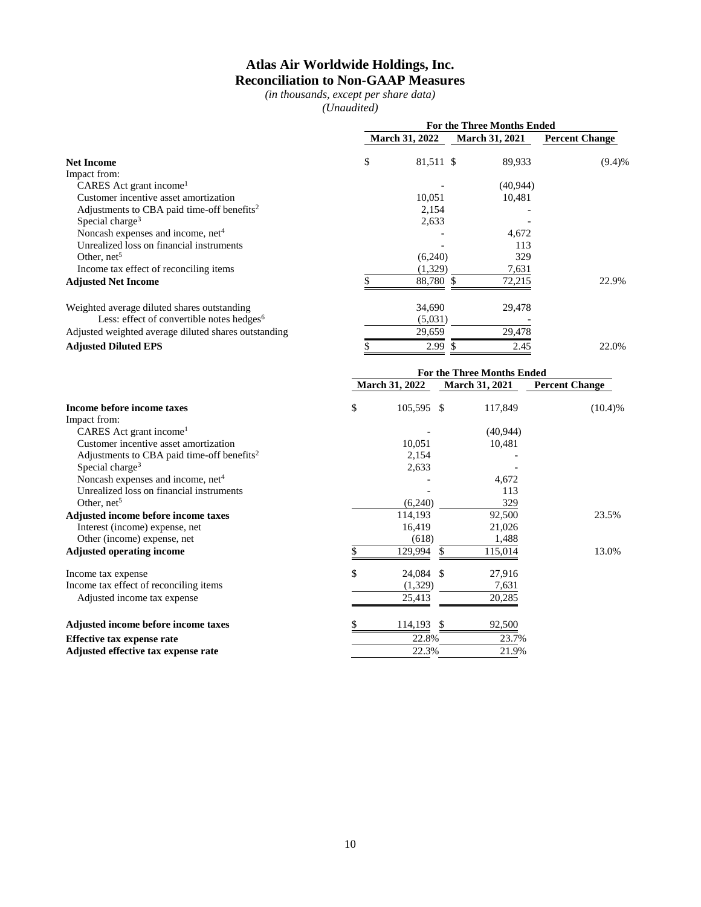# Atlas Air Worldwide Holdings, Inc.
## Reconciliation to Non-GAAP Measures

*(in thousands, except per share data)*
*(Unaudited)*

| | For the Three Months Ended | | |
|---|---|---|---|
| | March 31, 2022 | March 31, 2021 | Percent Change |
| **Net Income** | $ 81,511 | $ 89,933 | (9.4)% |
| Impact from: | | | |
| CARES Act grant income[1] | - | (40,944) | |
| Customer incentive asset amortization | 10,051 | 10,481 | |
| Adjustments to CBA paid time-off benefits[2] | 2,154 | - | |
| Special charge[3] | 2,633 | - | |
| Noncash expenses and income, net[4] | - | 4,672 | |
| Unrealized loss on financial instruments | - | 113 | |
| Other, net[5] | (6,240) | 329 | |
| Income tax effect of reconciling items | (1,329) | 7,631 | |
| **Adjusted Net Income** | $ 88,780 | $ 72,215 | 22.9% |
| | | | |
| Weighted average diluted shares outstanding | 34,690 | 29,478 | |
| Less: effect of convertible notes hedges[6] | (5,031) | - | |
| Adjusted weighted average diluted shares outstanding | 29,659 | 29,478 | |
| **Adjusted Diluted EPS** | $ 2.99 | $ 2.45 | 22.0% |

| | For the Three Months Ended | | |
|---|---|---|---|
| | March 31, 2022 | March 31, 2021 | Percent Change |
| **Income before income taxes** | $ 105,595 | $ 117,849 | (10.4)% |
| Impact from: | | | |
| CARES Act grant income[1] | - | (40,944) | |
| Customer incentive asset amortization | 10,051 | 10,481 | |
| Adjustments to CBA paid time-off benefits[2] | 2,154 | - | |
| Special charge[3] | 2,633 | - | |
| Noncash expenses and income, net[4] | - | 4,672 | |
| Unrealized loss on financial instruments | - | 113 | |
| Other, net[5] | (6,240) | 329 | |
| **Adjusted income before income taxes** | 114,193 | 92,500 | 23.5% |
| Interest (income) expense, net | 16,419 | 21,026 | |
| Other (income) expense, net | (618) | 1,488 | |
| **Adjusted operating income** | $ 129,994 | $ 115,014 | 13.0% |
| | | | |
| Income tax expense | $ 24,084 | $ 27,916 | |
| Income tax effect of reconciling items | (1,329) | 7,631 | |
| Adjusted income tax expense | 25,413 | 20,285 | |
| | | | |
| **Adjusted income before income taxes** | $ 114,193 | $ 92,500 | |
| **Effective tax expense rate** | 22.8% | 23.7% | |
| **Adjusted effective tax expense rate** | 22.3% | 21.9% | |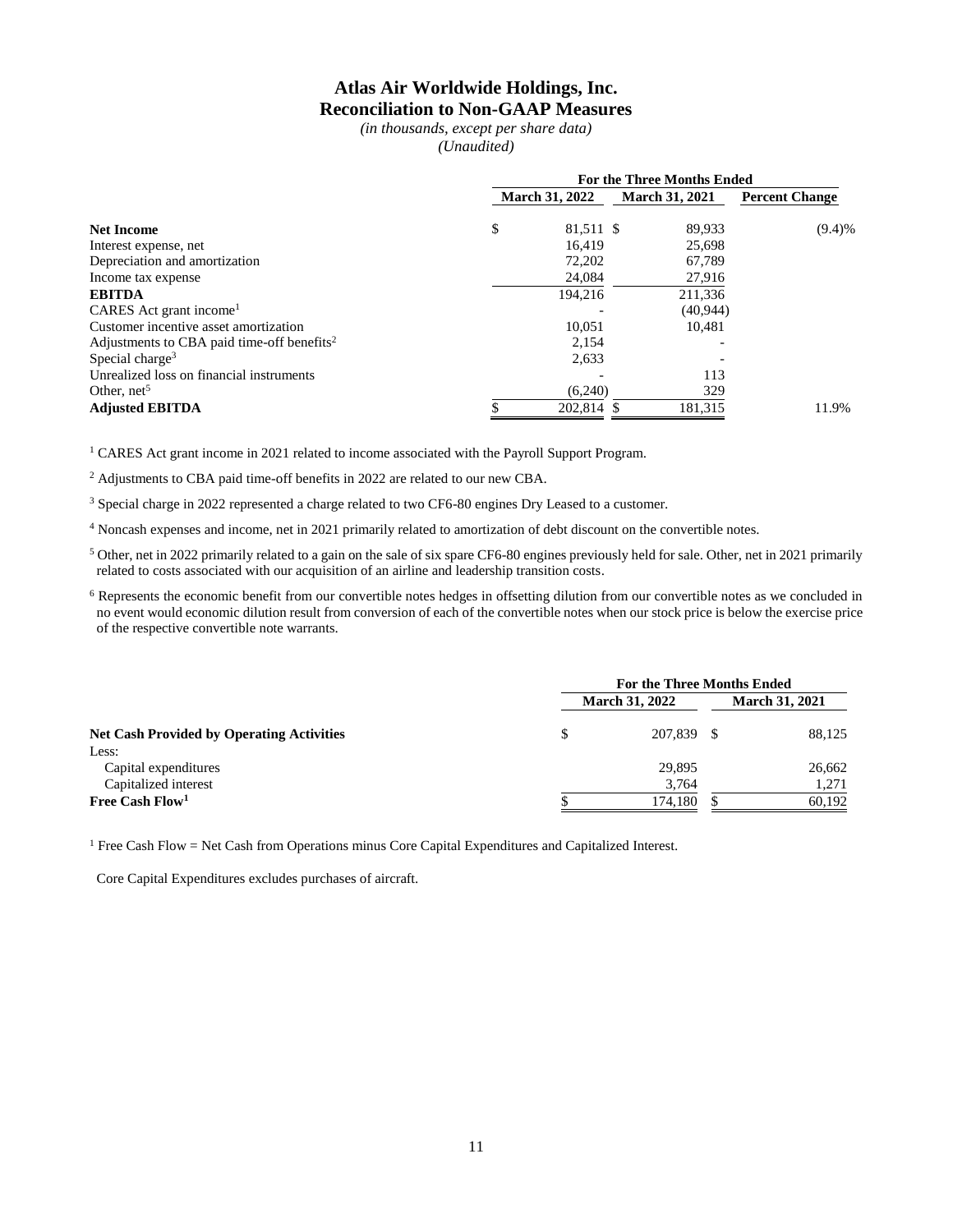# Atlas Air Worldwide Holdings, Inc.
## Reconciliation to Non-GAAP Measures

*(in thousands, except per share data)*
*(Unaudited)*

| | For the Three Months Ended | | |
|---|---|---|---|
| | March 31, 2022 | March 31, 2021 | Percent Change |
| **Net Income** | $ 81,511 | $ 89,933 | (9.4)% |
| Interest expense, net | 16,419 | 25,698 | |
| Depreciation and amortization | 72,202 | 67,789 | |
| Income tax expense | 24,084 | 27,916 | |
| **EBITDA** | 194,216 | 211,336 | |
| CARES Act grant income[1] | - | (40,944) | |
| Customer incentive asset amortization | 10,051 | 10,481 | |
| Adjustments to CBA paid time-off benefits[2] | 2,154 | - | |
| Special charge[3] | 2,633 | - | |
| Unrealized loss on financial instruments | - | 113 | |
| Other, net[5] | (6,240) | 329 | |
| **Adjusted EBITDA** | $ 202,814 | $ 181,315 | 11.9% |

[1] CARES Act grant income in 2021 related to income associated with the Payroll Support Program.

[2] Adjustments to CBA paid time-off benefits in 2022 are related to our new CBA.

[3] Special charge in 2022 represented a charge related to two CF6-80 engines Dry Leased to a customer.

[4] Noncash expenses and income, net in 2021 primarily related to amortization of debt discount on the convertible notes.

[5] Other, net in 2022 primarily related to a gain on the sale of six spare CF6-80 engines previously held for sale. Other, net in 2021 primarily related to costs associated with our acquisition of an airline and leadership transition costs.

[6] Represents the economic benefit from our convertible notes hedges in offsetting dilution from our convertible notes as we concluded in no event would economic dilution result from conversion of each of the convertible notes when our stock price is below the exercise price of the respective convertible note warrants.

| | For the Three Months Ended | |
|---|---|---|
| | March 31, 2022 | March 31, 2021 |
| **Net Cash Provided by Operating Activities** | $ 207,839 | $ 88,125 |
| Less: | | |
| Capital expenditures | 29,895 | 26,662 |
| Capitalized interest | 3,764 | 1,271 |
| **Free Cash Flow[1]** | $ 174,180 | $ 60,192 |

[1] Free Cash Flow = Net Cash from Operations minus Core Capital Expenditures and Capitalized Interest.

Core Capital Expenditures excludes purchases of aircraft.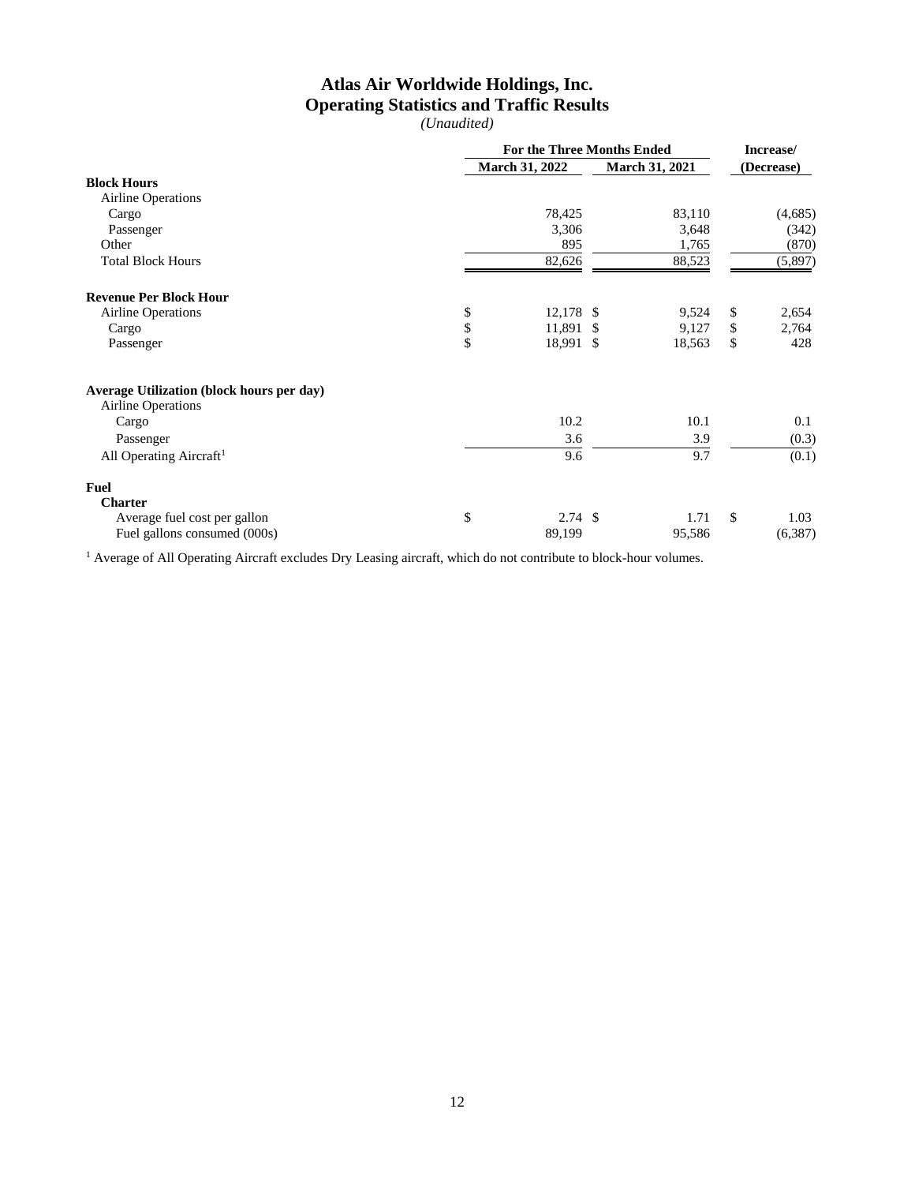# Atlas Air Worldwide Holdings, Inc.
## Operating Statistics and Traffic Results
*(Unaudited)*

| | For the Three Months Ended | | Increase/ |
|---|---|---|---|
| | March 31, 2022 | March 31, 2021 | (Decrease) |
| **Block Hours** | | | |
| Airline Operations | | | |
| Cargo | 78,425 | 83,110 | (4,685) |
| Passenger | 3,306 | 3,648 | (342) |
| Other | 895 | 1,765 | (870) |
| Total Block Hours | 82,626 | 88,523 | (5,897) |
| **Revenue Per Block Hour** | | | |
| Airline Operations | $ 12,178 | $ 9,524 | $ 2,654 |
| Cargo | $ 11,891 | $ 9,127 | $ 2,764 |
| Passenger | $ 18,991 | $ 18,563 | $ 428 |
| **Average Utilization (block hours per day)** | | | |
| Airline Operations | | | |
| Cargo | 10.2 | 10.1 | 0.1 |
| Passenger | 3.6 | 3.9 | (0.3) |
| All Operating Aircraft[1] | 9.6 | 9.7 | (0.1) |
| **Fuel** | | | |
| **Charter** | | | |
| Average fuel cost per gallon | $ 2.74 | $ 1.71 | $ 1.03 |
| Fuel gallons consumed (000s) | 89,199 | 95,586 | (6,387) |

[1] Average of All Operating Aircraft excludes Dry Leasing aircraft, which do not contribute to block-hour volumes.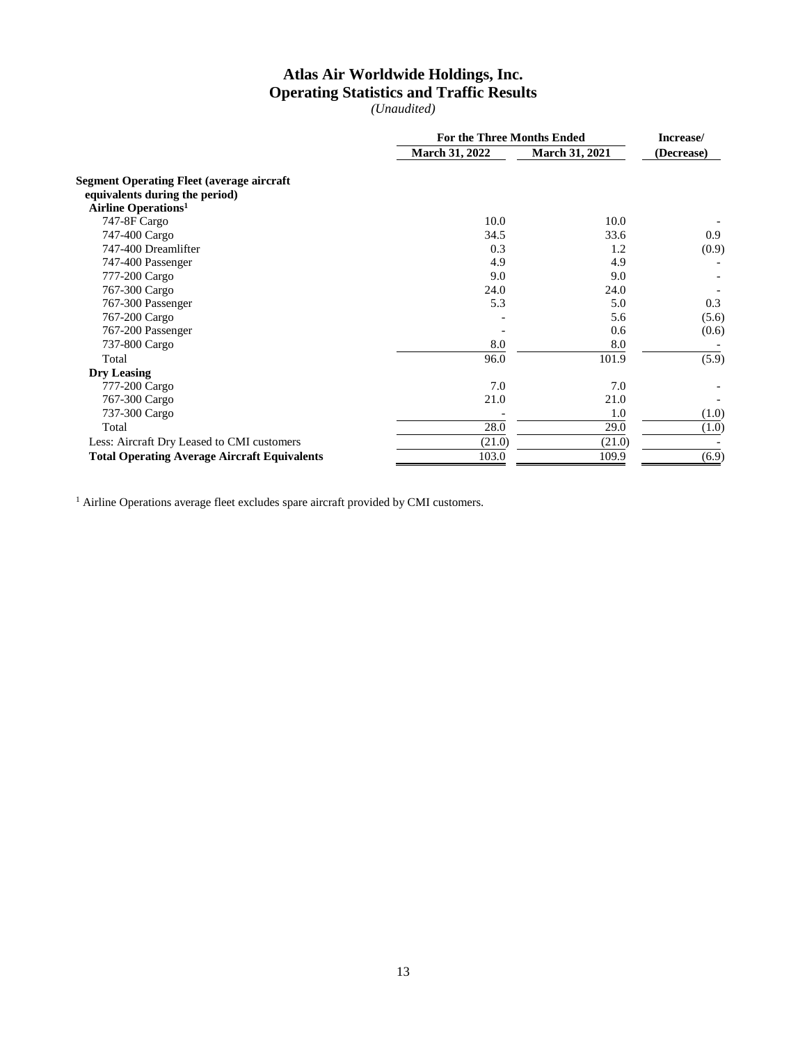# Atlas Air Worldwide Holdings, Inc.
## Operating Statistics and Traffic Results
*(Unaudited)*

| | For the Three Months Ended | | Increase/ |
|---|---|---|---|
| | March 31, 2022 | March 31, 2021 | (Decrease) |
| **Segment Operating Fleet (average aircraft equivalents during the period)** | | | |
| **Airline Operations[1]** | | | |
| 747-8F Cargo | 10.0 | 10.0 | - |
| 747-400 Cargo | 34.5 | 33.6 | 0.9 |
| 747-400 Dreamlifter | 0.3 | 1.2 | (0.9) |
| 747-400 Passenger | 4.9 | 4.9 | - |
| 777-200 Cargo | 9.0 | 9.0 | - |
| 767-300 Cargo | 24.0 | 24.0 | - |
| 767-300 Passenger | 5.3 | 5.0 | 0.3 |
| 767-200 Cargo | - | 5.6 | (5.6) |
| 767-200 Passenger | - | 0.6 | (0.6) |
| 737-800 Cargo | 8.0 | 8.0 | - |
| Total | 96.0 | 101.9 | (5.9) |
| **Dry Leasing** | | | |
| 777-200 Cargo | 7.0 | 7.0 | - |
| 767-300 Cargo | 21.0 | 21.0 | - |
| 737-300 Cargo | - | 1.0 | (1.0) |
| Total | 28.0 | 29.0 | (1.0) |
| Less: Aircraft Dry Leased to CMI customers | (21.0) | (21.0) | - |
| **Total Operating Average Aircraft Equivalents** | 103.0 | 109.9 | (6.9) |

[1] Airline Operations average fleet excludes spare aircraft provided by CMI customers.